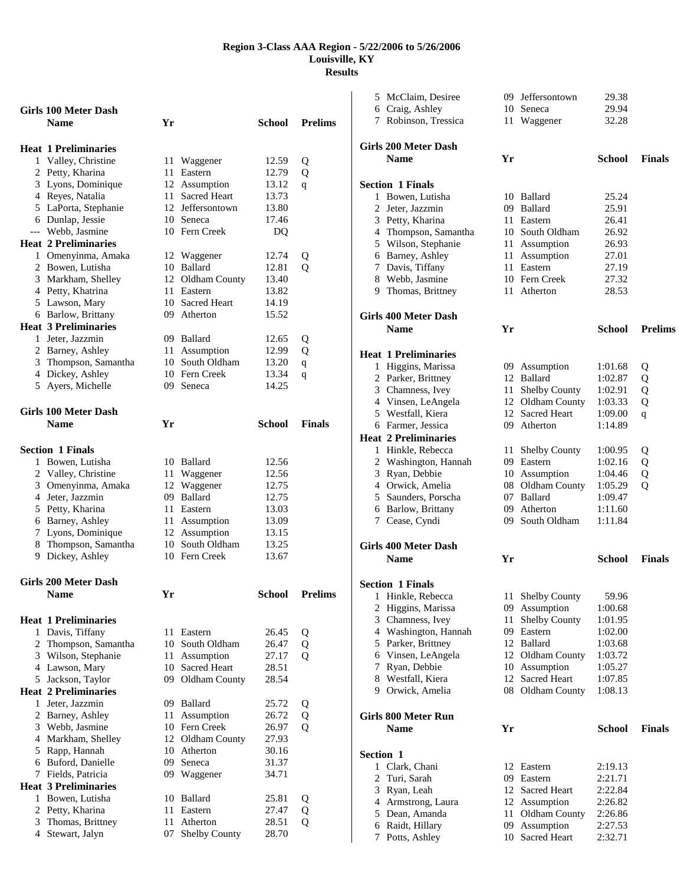# Region 3-Class AAA Region - 5/22/2006 to 5/26/2006
## Louisville, KY
## Results

### Girls 100 Meter Dash

| | Name | Yr | School | Prelims | |
|---|---|---|---|---|---|
| **Heat 1 Preliminaries** | | | | | |
| 1 | Valley, Christine | 11 | Waggener | 12.59 | Q |
| 2 | Petty, Kharina | 11 | Eastern | 12.79 | Q |
| 3 | Lyons, Dominique | 12 | Assumption | 13.12 | q |
| 4 | Reyes, Natalia | 11 | Sacred Heart | 13.73 | |
| 5 | LaPorta, Stephanie | 12 | Jeffersontown | 13.80 | |
| 6 | Dunlap, Jessie | 10 | Seneca | 17.46 | |
| --- | Webb, Jasmine | 10 | Fern Creek | DQ | |
| **Heat 2 Preliminaries** | | | | | |
| 1 | Omenyinma, Amaka | 12 | Waggener | 12.74 | Q |
| 2 | Bowen, Lutisha | 10 | Ballard | 12.81 | Q |
| 3 | Markham, Shelley | 12 | Oldham County | 13.40 | |
| 4 | Petty, Khatrina | 11 | Eastern | 13.82 | |
| 5 | Lawson, Mary | 10 | Sacred Heart | 14.19 | |
| 6 | Barlow, Brittany | 09 | Atherton | 15.52 | |
| **Heat 3 Preliminaries** | | | | | |
| 1 | Jeter, Jazzmin | 09 | Ballard | 12.65 | Q |
| 2 | Barney, Ashley | 11 | Assumption | 12.99 | Q |
| 3 | Thompson, Samantha | 10 | South Oldham | 13.20 | q |
| 4 | Dickey, Ashley | 10 | Fern Creek | 13.34 | q |
| 5 | Ayers, Michelle | 09 | Seneca | 14.25 | |

### Girls 100 Meter Dash

| | Name | Yr | School | Finals |
|---|---|---|---|---|
| **Section 1 Finals** | | | | |
| 1 | Bowen, Lutisha | 10 | Ballard | 12.56 |
| 2 | Valley, Christine | 11 | Waggener | 12.56 |
| 3 | Omenyinma, Amaka | 12 | Waggener | 12.75 |
| 4 | Jeter, Jazzmin | 09 | Ballard | 12.75 |
| 5 | Petty, Kharina | 11 | Eastern | 13.03 |
| 6 | Barney, Ashley | 11 | Assumption | 13.09 |
| 7 | Lyons, Dominique | 12 | Assumption | 13.15 |
| 8 | Thompson, Samantha | 10 | South Oldham | 13.25 |
| 9 | Dickey, Ashley | 10 | Fern Creek | 13.67 |

### Girls 200 Meter Dash

| | Name | Yr | School | Prelims | |
|---|---|---|---|---|---|
| **Heat 1 Preliminaries** | | | | | |
| 1 | Davis, Tiffany | 11 | Eastern | 26.45 | Q |
| 2 | Thompson, Samantha | 10 | South Oldham | 26.47 | Q |
| 3 | Wilson, Stephanie | 11 | Assumption | 27.17 | Q |
| 4 | Lawson, Mary | 10 | Sacred Heart | 28.51 | |
| 5 | Jackson, Taylor | 09 | Oldham County | 28.54 | |
| **Heat 2 Preliminaries** | | | | | |
| 1 | Jeter, Jazzmin | 09 | Ballard | 25.72 | Q |
| 2 | Barney, Ashley | 11 | Assumption | 26.72 | Q |
| 3 | Webb, Jasmine | 10 | Fern Creek | 26.97 | Q |
| 4 | Markham, Shelley | 12 | Oldham County | 27.93 | |
| 5 | Rapp, Hannah | 10 | Atherton | 30.16 | |
| 6 | Buford, Danielle | 09 | Seneca | 31.37 | |
| 7 | Fields, Patricia | 09 | Waggener | 34.71 | |
| **Heat 3 Preliminaries** | | | | | |
| 1 | Bowen, Lutisha | 10 | Ballard | 25.81 | Q |
| 2 | Petty, Kharina | 11 | Eastern | 27.47 | Q |
| 3 | Thomas, Brittney | 11 | Atherton | 28.51 | Q |
| 4 | Stewart, Jalyn | 07 | Shelby County | 28.70 | |
| 5 | McClaim, Desiree | 09 | Jeffersontown | 29.38 | |
| 6 | Craig, Ashley | 10 | Seneca | 29.94 | |
| 7 | Robinson, Tressica | 11 | Waggener | 32.28 | |

### Girls 200 Meter Dash

| | Name | Yr | School | Finals |
|---|---|---|---|---|
| **Section 1 Finals** | | | | |
| 1 | Bowen, Lutisha | 10 | Ballard | 25.24 |
| 2 | Jeter, Jazzmin | 09 | Ballard | 25.91 |
| 3 | Petty, Kharina | 11 | Eastern | 26.41 |
| 4 | Thompson, Samantha | 10 | South Oldham | 26.92 |
| 5 | Wilson, Stephanie | 11 | Assumption | 26.93 |
| 6 | Barney, Ashley | 11 | Assumption | 27.01 |
| 7 | Davis, Tiffany | 11 | Eastern | 27.19 |
| 8 | Webb, Jasmine | 10 | Fern Creek | 27.32 |
| 9 | Thomas, Brittney | 11 | Atherton | 28.53 |

### Girls 400 Meter Dash

| | Name | Yr | School | Prelims | |
|---|---|---|---|---|---|
| **Heat 1 Preliminaries** | | | | | |
| 1 | Higgins, Marissa | 09 | Assumption | 1:01.68 | Q |
| 2 | Parker, Brittney | 12 | Ballard | 1:02.87 | Q |
| 3 | Chamness, Ivey | 11 | Shelby County | 1:02.91 | Q |
| 4 | Vinsen, LeAngela | 12 | Oldham County | 1:03.33 | Q |
| 5 | Westfall, Kiera | 12 | Sacred Heart | 1:09.00 | q |
| 6 | Farmer, Jessica | 09 | Atherton | 1:14.89 | |
| **Heat 2 Preliminaries** | | | | | |
| 1 | Hinkle, Rebecca | 11 | Shelby County | 1:00.95 | Q |
| 2 | Washington, Hannah | 09 | Eastern | 1:02.16 | Q |
| 3 | Ryan, Debbie | 10 | Assumption | 1:04.46 | Q |
| 4 | Orwick, Amelia | 08 | Oldham County | 1:05.29 | Q |
| 5 | Saunders, Porscha | 07 | Ballard | 1:09.47 | |
| 6 | Barlow, Brittany | 09 | Atherton | 1:11.60 | |
| 7 | Cease, Cyndi | 09 | South Oldham | 1:11.84 | |

### Girls 400 Meter Dash

| | Name | Yr | School | Finals |
|---|---|---|---|---|
| **Section 1 Finals** | | | | |
| 1 | Hinkle, Rebecca | 11 | Shelby County | 59.96 |
| 2 | Higgins, Marissa | 09 | Assumption | 1:00.68 |
| 3 | Chamness, Ivey | 11 | Shelby County | 1:01.95 |
| 4 | Washington, Hannah | 09 | Eastern | 1:02.00 |
| 5 | Parker, Brittney | 12 | Ballard | 1:03.68 |
| 6 | Vinsen, LeAngela | 12 | Oldham County | 1:03.72 |
| 7 | Ryan, Debbie | 10 | Assumption | 1:05.27 |
| 8 | Westfall, Kiera | 12 | Sacred Heart | 1:07.85 |
| 9 | Orwick, Amelia | 08 | Oldham County | 1:08.13 |

### Girls 800 Meter Run

| | Name | Yr | School | Finals |
|---|---|---|---|---|
| **Section 1** | | | | |
| 1 | Clark, Chani | 12 | Eastern | 2:19.13 |
| 2 | Turi, Sarah | 09 | Eastern | 2:21.71 |
| 3 | Ryan, Leah | 12 | Sacred Heart | 2:22.84 |
| 4 | Armstrong, Laura | 12 | Assumption | 2:26.82 |
| 5 | Dean, Amanda | 11 | Oldham County | 2:26.86 |
| 6 | Raidt, Hillary | 09 | Assumption | 2:27.53 |
| 7 | Potts, Ashley | 10 | Sacred Heart | 2:32.71 |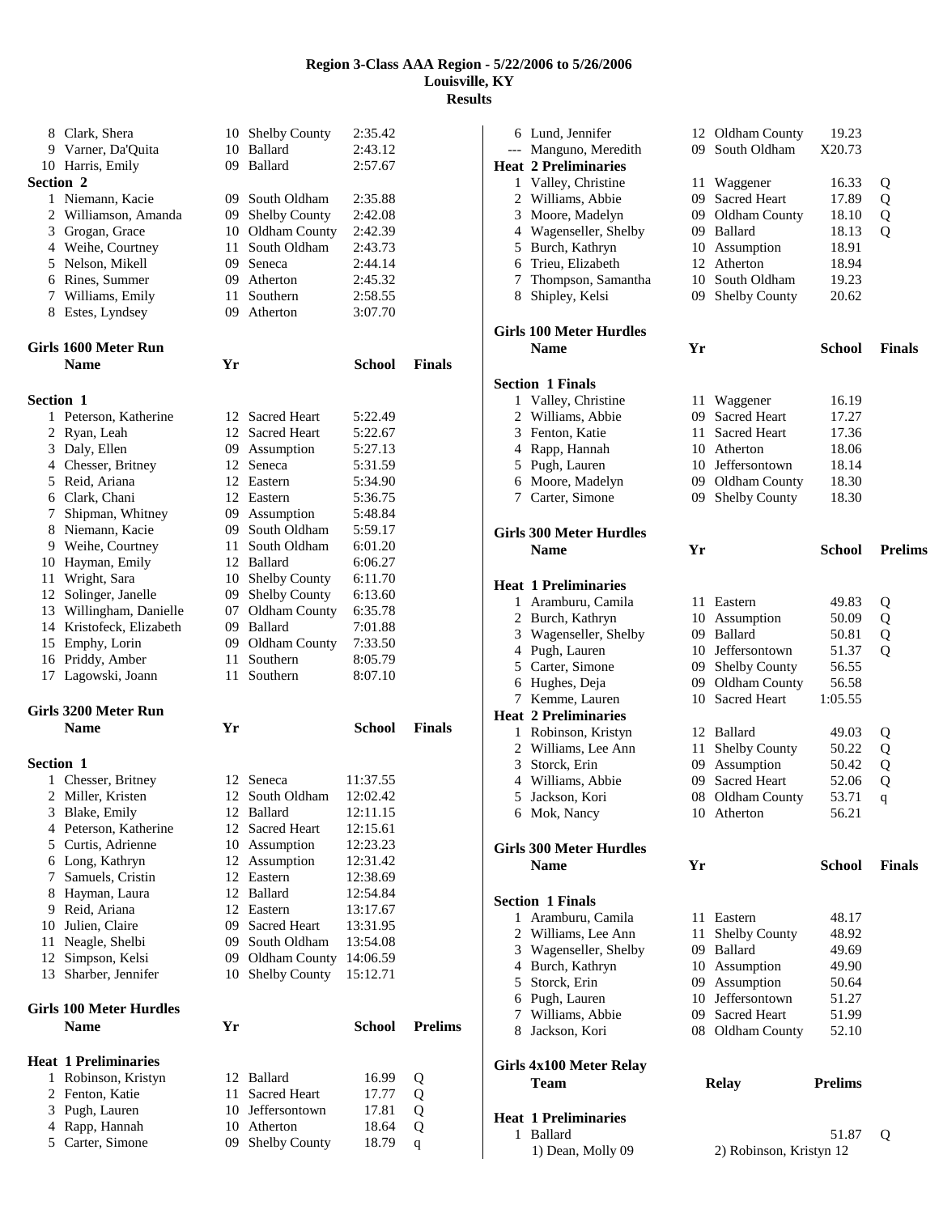# Region 3-Class AAA Region - 5/22/2006 to 5/26/2006
## Louisville, KY
## Results

| | Name | Yr | School | Time | |
|---|---|---|---|---|---|
| 8 | Clark, Shera | 10 | Shelby County | 2:35.42 | |
| 9 | Varner, Da'Quita | 10 | Ballard | 2:43.12 | |
| 10 | Harris, Emily | 09 | Ballard | 2:57.67 | |

**Section 2**

| | Name | Yr | School | Time |
|---|---|---|---|---|
| 1 | Niemann, Kacie | 09 | South Oldham | 2:35.88 |
| 2 | Williamson, Amanda | 09 | Shelby County | 2:42.08 |
| 3 | Grogan, Grace | 10 | Oldham County | 2:42.39 |
| 4 | Weihe, Courtney | 11 | South Oldham | 2:43.73 |
| 5 | Nelson, Mikell | 09 | Seneca | 2:44.14 |
| 6 | Rines, Summer | 09 | Atherton | 2:45.32 |
| 7 | Williams, Emily | 11 | Southern | 2:58.55 |
| 8 | Estes, Lyndsey | 09 | Atherton | 3:07.70 |

### Girls 1600 Meter Run

**Section 1**

| | Name | Yr | School | Finals |
|---|---|---|---|---|
| 1 | Peterson, Katherine | 12 | Sacred Heart | 5:22.49 |
| 2 | Ryan, Leah | 12 | Sacred Heart | 5:22.67 |
| 3 | Daly, Ellen | 09 | Assumption | 5:27.13 |
| 4 | Chesser, Britney | 12 | Seneca | 5:31.59 |
| 5 | Reid, Ariana | 12 | Eastern | 5:34.90 |
| 6 | Clark, Chani | 12 | Eastern | 5:36.75 |
| 7 | Shipman, Whitney | 09 | Assumption | 5:48.84 |
| 8 | Niemann, Kacie | 09 | South Oldham | 5:59.17 |
| 9 | Weihe, Courtney | 11 | South Oldham | 6:01.20 |
| 10 | Hayman, Emily | 12 | Ballard | 6:06.27 |
| 11 | Wright, Sara | 10 | Shelby County | 6:11.70 |
| 12 | Solinger, Janelle | 09 | Shelby County | 6:13.60 |
| 13 | Willingham, Danielle | 07 | Oldham County | 6:35.78 |
| 14 | Kristofeck, Elizabeth | 09 | Ballard | 7:01.88 |
| 15 | Emphy, Lorin | 09 | Oldham County | 7:33.50 |
| 16 | Priddy, Amber | 11 | Southern | 8:05.79 |
| 17 | Lagowski, Joann | 11 | Southern | 8:07.10 |

### Girls 3200 Meter Run

**Section 1**

| | Name | Yr | School | Finals |
|---|---|---|---|---|
| 1 | Chesser, Britney | 12 | Seneca | 11:37.55 |
| 2 | Miller, Kristen | 12 | South Oldham | 12:02.42 |
| 3 | Blake, Emily | 12 | Ballard | 12:11.15 |
| 4 | Peterson, Katherine | 12 | Sacred Heart | 12:15.61 |
| 5 | Curtis, Adrienne | 10 | Assumption | 12:23.23 |
| 6 | Long, Kathryn | 12 | Assumption | 12:31.42 |
| 7 | Samuels, Cristin | 12 | Eastern | 12:38.69 |
| 8 | Hayman, Laura | 12 | Ballard | 12:54.84 |
| 9 | Reid, Ariana | 12 | Eastern | 13:17.67 |
| 10 | Julien, Claire | 09 | Sacred Heart | 13:31.95 |
| 11 | Neagle, Shelbi | 09 | South Oldham | 13:54.08 |
| 12 | Simpson, Kelsi | 09 | Oldham County | 14:06.59 |
| 13 | Sharber, Jennifer | 10 | Shelby County | 15:12.71 |

### Girls 100 Meter Hurdles

**Heat 1 Preliminaries**

| | Name | Yr | School | Prelims | |
|---|---|---|---|---|---|
| 1 | Robinson, Kristyn | 12 | Ballard | 16.99 | Q |
| 2 | Fenton, Katie | 11 | Sacred Heart | 17.77 | Q |
| 3 | Pugh, Lauren | 10 | Jeffersontown | 17.81 | Q |
| 4 | Rapp, Hannah | 10 | Atherton | 18.64 | Q |
| 5 | Carter, Simone | 09 | Shelby County | 18.79 | q |
| 6 | Lund, Jennifer | 12 | Oldham County | 19.23 | |
| --- | Manguno, Meredith | 09 | South Oldham | X20.73 | |

**Heat 2 Preliminaries**

| | Name | Yr | School | Prelims | |
|---|---|---|---|---|---|
| 1 | Valley, Christine | 11 | Waggener | 16.33 | Q |
| 2 | Williams, Abbie | 09 | Sacred Heart | 17.89 | Q |
| 3 | Moore, Madelyn | 09 | Oldham County | 18.10 | Q |
| 4 | Wagenseller, Shelby | 09 | Ballard | 18.13 | Q |
| 5 | Burch, Kathryn | 10 | Assumption | 18.91 | |
| 6 | Trieu, Elizabeth | 12 | Atherton | 18.94 | |
| 7 | Thompson, Samantha | 10 | South Oldham | 19.23 | |
| 8 | Shipley, Kelsi | 09 | Shelby County | 20.62 | |

### Girls 100 Meter Hurdles

**Section 1 Finals**

| | Name | Yr | School | Finals |
|---|---|---|---|---|
| 1 | Valley, Christine | 11 | Waggener | 16.19 |
| 2 | Williams, Abbie | 09 | Sacred Heart | 17.27 |
| 3 | Fenton, Katie | 11 | Sacred Heart | 17.36 |
| 4 | Rapp, Hannah | 10 | Atherton | 18.06 |
| 5 | Pugh, Lauren | 10 | Jeffersontown | 18.14 |
| 6 | Moore, Madelyn | 09 | Oldham County | 18.30 |
| 7 | Carter, Simone | 09 | Shelby County | 18.30 |

### Girls 300 Meter Hurdles

**Heat 1 Preliminaries**

| | Name | Yr | School | Prelims | |
|---|---|---|---|---|---|
| 1 | Aramburu, Camila | 11 | Eastern | 49.83 | Q |
| 2 | Burch, Kathryn | 10 | Assumption | 50.09 | Q |
| 3 | Wagenseller, Shelby | 09 | Ballard | 50.81 | Q |
| 4 | Pugh, Lauren | 10 | Jeffersontown | 51.37 | Q |
| 5 | Carter, Simone | 09 | Shelby County | 56.55 | |
| 6 | Hughes, Deja | 09 | Oldham County | 56.58 | |
| 7 | Kemme, Lauren | 10 | Sacred Heart | 1:05.55 | |

**Heat 2 Preliminaries**

| | Name | Yr | School | Prelims | |
|---|---|---|---|---|---|
| 1 | Robinson, Kristyn | 12 | Ballard | 49.03 | Q |
| 2 | Williams, Lee Ann | 11 | Shelby County | 50.22 | Q |
| 3 | Storck, Erin | 09 | Assumption | 50.42 | Q |
| 4 | Williams, Abbie | 09 | Sacred Heart | 52.06 | Q |
| 5 | Jackson, Kori | 08 | Oldham County | 53.71 | q |
| 6 | Mok, Nancy | 10 | Atherton | 56.21 | |

### Girls 300 Meter Hurdles

**Section 1 Finals**

| | Name | Yr | School | Finals |
|---|---|---|---|---|
| 1 | Aramburu, Camila | 11 | Eastern | 48.17 |
| 2 | Williams, Lee Ann | 11 | Shelby County | 48.92 |
| 3 | Wagenseller, Shelby | 09 | Ballard | 49.69 |
| 4 | Burch, Kathryn | 10 | Assumption | 49.90 |
| 5 | Storck, Erin | 09 | Assumption | 50.64 |
| 6 | Pugh, Lauren | 10 | Jeffersontown | 51.27 |
| 7 | Williams, Abbie | 09 | Sacred Heart | 51.99 |
| 8 | Jackson, Kori | 08 | Oldham County | 52.10 |

### Girls 4x100 Meter Relay

**Heat 1 Preliminaries**

| | Team | Relay | Prelims | |
|---|---|---|---|---|
| 1 | Ballard | | 51.87 | Q |

1) Dean, Molly 09 2) Robinson, Kristyn 12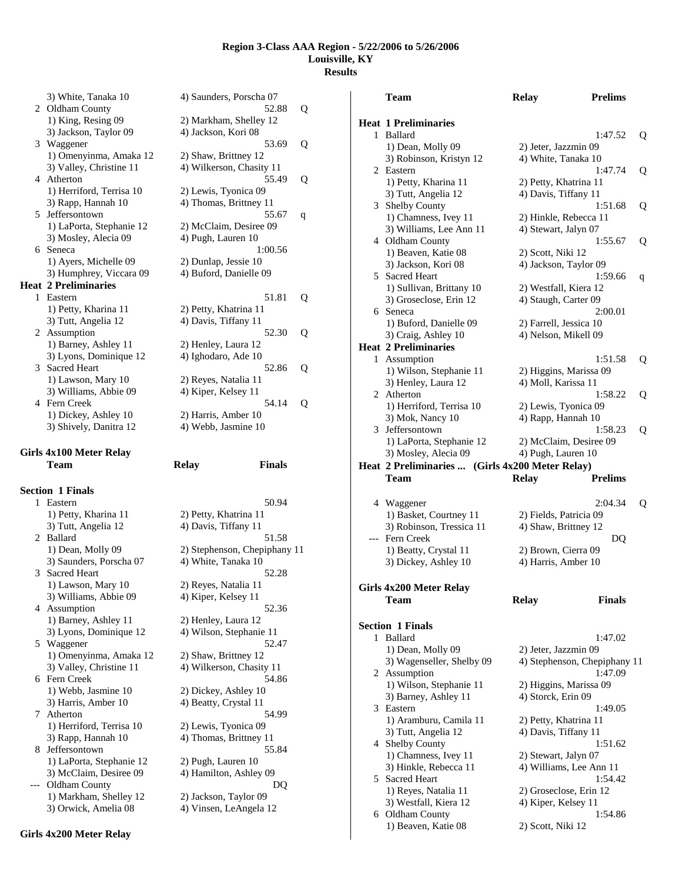# Region 3-Class AAA Region - 5/22/2006 to 5/26/2006
## Louisville, KY
## Results

```
    3) White, Tanaka 10          4) Saunders, Porscha 07
  2 Oldham County                           52.88   Q
    1) King, Resing 09           2) Markham, Shelley 12
    3) Jackson, Taylor 09        4) Jackson, Kori 08
  3 Waggener                                53.69   Q
    1) Omenyinma, Amaka 12       2) Shaw, Brittney 12
    3) Valley, Christine 11      4) Wilkerson, Chasity 11
  4 Atherton                                55.49   Q
    1) Herriford, Terrisa 10     2) Lewis, Tyonica 09
    3) Rapp, Hannah 10           4) Thomas, Brittney 11
  5 Jeffersontown                           55.67   q
    1) LaPorta, Stephanie 12     2) McClaim, Desiree 09
    3) Mosley, Alecia 09         4) Pugh, Lauren 10
  6 Seneca                                1:00.56
    1) Ayers, Michelle 09        2) Dunlap, Jessie 10
    3) Humphrey, Viccara 09      4) Buford, Danielle 09
Heat  2 Preliminaries
  1 Eastern                                 51.81   Q
    1) Petty, Kharina 11         2) Petty, Khatrina 11
    3) Tutt, Angelia 12          4) Davis, Tiffany 11
  2 Assumption                              52.30   Q
    1) Barney, Ashley 11         2) Henley, Laura 12
    3) Lyons, Dominique 12       4) Ighodaro, Ade 10
  3 Sacred Heart                            52.86   Q
    1) Lawson, Mary 10           2) Reyes, Natalia 11
    3) Williams, Abbie 09        4) Kiper, Kelsey 11
  4 Fern Creek                              54.14   Q
    1) Dickey, Ashley 10         2) Harris, Amber 10
    3) Shively, Danitra 12       4) Webb, Jasmine 10
```

### Girls 4x100 Meter Relay

```
    Team                         Relay            Finals

Section  1 Finals
  1 Eastern                                 50.94
    1) Petty, Kharina 11         2) Petty, Khatrina 11
    3) Tutt, Angelia 12          4) Davis, Tiffany 11
  2 Ballard                                 51.58
    1) Dean, Molly 09            2) Stephenson, Chepiphany 11
    3) Saunders, Porscha 07      4) White, Tanaka 10
  3 Sacred Heart                            52.28
    1) Lawson, Mary 10           2) Reyes, Natalia 11
    3) Williams, Abbie 09        4) Kiper, Kelsey 11
  4 Assumption                              52.36
    1) Barney, Ashley 11         2) Henley, Laura 12
    3) Lyons, Dominique 12       4) Wilson, Stephanie 11
  5 Waggener                                52.47
    1) Omenyinma, Amaka 12       2) Shaw, Brittney 12
    3) Valley, Christine 11      4) Wilkerson, Chasity 11
  6 Fern Creek                              54.86
    1) Webb, Jasmine 10          2) Dickey, Ashley 10
    3) Harris, Amber 10          4) Beatty, Crystal 11
  7 Atherton                                54.99
    1) Herriford, Terrisa 10     2) Lewis, Tyonica 09
    3) Rapp, Hannah 10           4) Thomas, Brittney 11
  8 Jeffersontown                           55.84
    1) LaPorta, Stephanie 12     2) Pugh, Lauren 10
    3) McClaim, Desiree 09       4) Hamilton, Ashley 09
--- Oldham County                              DQ
    1) Markham, Shelley 12       2) Jackson, Taylor 09
    3) Orwick, Amelia 08         4) Vinsen, LeAngela 12
```

### Girls 4x200 Meter Relay

```
    Team                         Relay            Prelims

Heat  1 Preliminaries
  1 Ballard                               1:47.52   Q
    1) Dean, Molly 09            2) Jeter, Jazzmin 09
    3) Robinson, Kristyn 12      4) White, Tanaka 10
  2 Eastern                               1:47.74   Q
    1) Petty, Kharina 11         2) Petty, Khatrina 11
    3) Tutt, Angelia 12          4) Davis, Tiffany 11
  3 Shelby County                         1:51.68   Q
    1) Chamness, Ivey 11         2) Hinkle, Rebecca 11
    3) Williams, Lee Ann 11      4) Stewart, Jalyn 07
  4 Oldham County                         1:55.67   Q
    1) Beaven, Katie 08          2) Scott, Niki 12
    3) Jackson, Kori 08          4) Jackson, Taylor 09
  5 Sacred Heart                          1:59.66   q
    1) Sullivan, Brittany 10     2) Westfall, Kiera 12
    3) Groseclose, Erin 12       4) Staugh, Carter 09
  6 Seneca                                2:00.01
    1) Buford, Danielle 09       2) Farrell, Jessica 10
    3) Craig, Ashley 10          4) Nelson, Mikell 09
Heat  2 Preliminaries
  1 Assumption                            1:51.58   Q
    1) Wilson, Stephanie 11      2) Higgins, Marissa 09
    3) Henley, Laura 12          4) Moll, Karissa 11
  2 Atherton                              1:58.22   Q
    1) Herriford, Terrisa 10     2) Lewis, Tyonica 09
    3) Mok, Nancy 10             4) Rapp, Hannah 10
  3 Jeffersontown                         1:58.23   Q
    1) LaPorta, Stephanie 12     2) McClaim, Desiree 09
    3) Mosley, Alecia 09         4) Pugh, Lauren 10
Heat  2 Preliminaries ...  (Girls 4x200 Meter Relay)
    Team                         Relay            Prelims

  4 Waggener                              2:04.34   Q
    1) Basket, Courtney 11       2) Fields, Patricia 09
    3) Robinson, Tressica 11     4) Shaw, Brittney 12
--- Fern Creek                                 DQ
    1) Beatty, Crystal 11        2) Brown, Cierra 09
    3) Dickey, Ashley 10         4) Harris, Amber 10
```

### Girls 4x200 Meter Relay

```
    Team                         Relay            Finals

Section  1 Finals
  1 Ballard                               1:47.02
    1) Dean, Molly 09            2) Jeter, Jazzmin 09
    3) Wagenseller, Shelby 09    4) Stephenson, Chepiphany 11
  2 Assumption                            1:47.09
    1) Wilson, Stephanie 11      2) Higgins, Marissa 09
    3) Barney, Ashley 11         4) Storck, Erin 09
  3 Eastern                               1:49.05
    1) Aramburu, Camila 11       2) Petty, Khatrina 11
    3) Tutt, Angelia 12          4) Davis, Tiffany 11
  4 Shelby County                         1:51.62
    1) Chamness, Ivey 11         2) Stewart, Jalyn 07
    3) Hinkle, Rebecca 11        4) Williams, Lee Ann 11
  5 Sacred Heart                          1:54.42
    1) Reyes, Natalia 11         2) Groseclose, Erin 12
    3) Westfall, Kiera 12        4) Kiper, Kelsey 11
  6 Oldham County                         1:54.86
    1) Beaven, Katie 08          2) Scott, Niki 12
```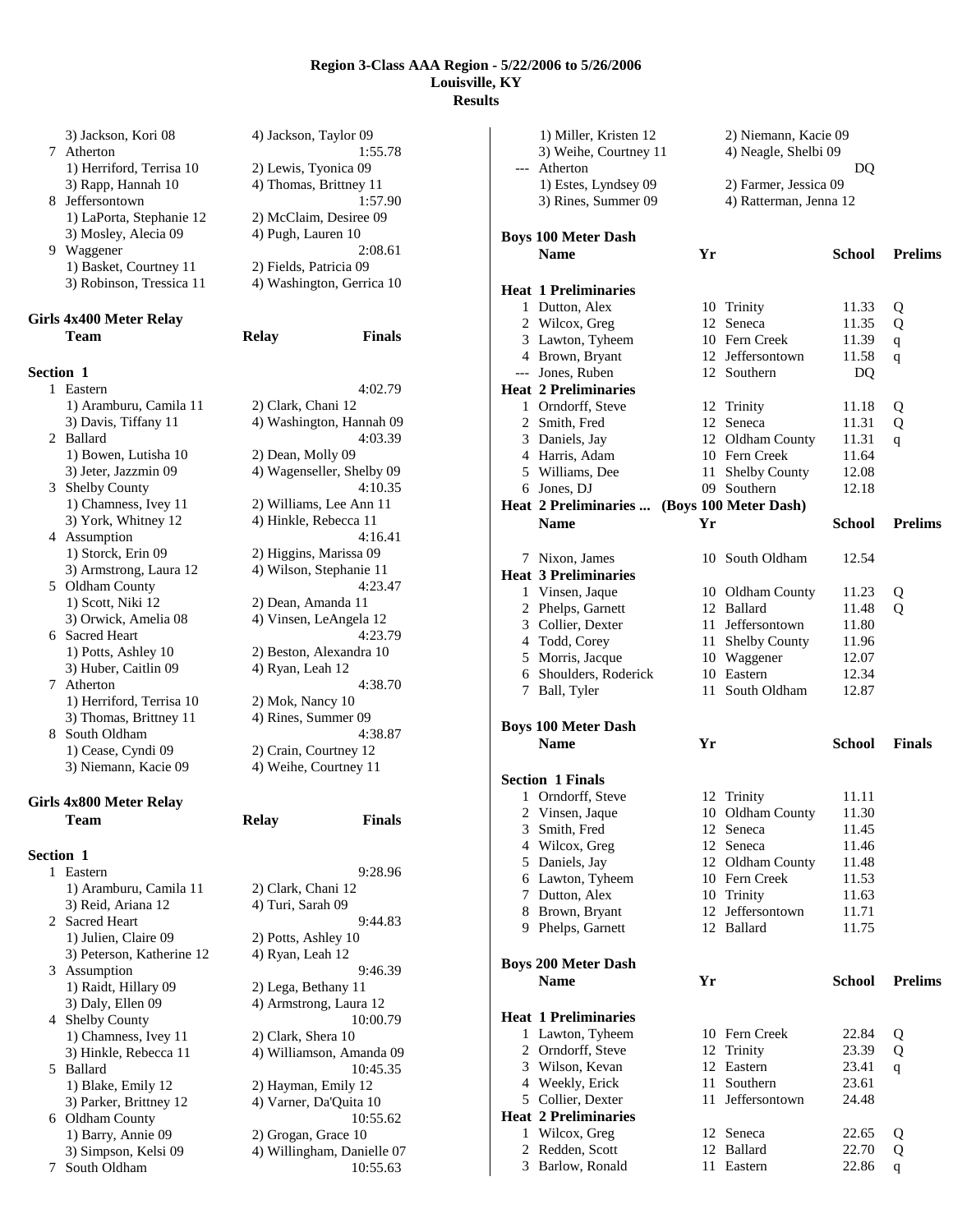**Region 3-Class AAA Region - 5/22/2006 to 5/26/2006**
**Louisville, KY**
**Results**

| | | |
|---|---|---|
| | 3) Jackson, Kori 08 | 4) Jackson, Taylor 09 |
| 7 | Atherton | 1:55.78 |
| | 1) Herriford, Terrisa 10 | 2) Lewis, Tyonica 09 |
| | 3) Rapp, Hannah 10 | 4) Thomas, Brittney 11 |
| 8 | Jeffersontown | 1:57.90 |
| | 1) LaPorta, Stephanie 12 | 2) McClaim, Desiree 09 |
| | 3) Mosley, Alecia 09 | 4) Pugh, Lauren 10 |
| 9 | Waggener | 2:08.61 |
| | 1) Basket, Courtney 11 | 2) Fields, Patricia 09 |
| | 3) Robinson, Tressica 11 | 4) Washington, Gerrica 10 |

### Girls 4x400 Meter Relay

| | Team | Relay | Finals |
|---|---|---|---|
| **Section 1** | | | |
| 1 | Eastern | | 4:02.79 |
| | 1) Aramburu, Camila 11 | 2) Clark, Chani 12 | |
| | 3) Davis, Tiffany 11 | 4) Washington, Hannah 09 | |
| 2 | Ballard | | 4:03.39 |
| | 1) Bowen, Lutisha 10 | 2) Dean, Molly 09 | |
| | 3) Jeter, Jazzmin 09 | 4) Wagenseller, Shelby 09 | |
| 3 | Shelby County | | 4:10.35 |
| | 1) Chamness, Ivey 11 | 2) Williams, Lee Ann 11 | |
| | 3) York, Whitney 12 | 4) Hinkle, Rebecca 11 | |
| 4 | Assumption | | 4:16.41 |
| | 1) Storck, Erin 09 | 2) Higgins, Marissa 09 | |
| | 3) Armstrong, Laura 12 | 4) Wilson, Stephanie 11 | |
| 5 | Oldham County | | 4:23.47 |
| | 1) Scott, Niki 12 | 2) Dean, Amanda 11 | |
| | 3) Orwick, Amelia 08 | 4) Vinsen, LeAngela 12 | |
| 6 | Sacred Heart | | 4:23.79 |
| | 1) Potts, Ashley 10 | 2) Beston, Alexandra 10 | |
| | 3) Huber, Caitlin 09 | 4) Ryan, Leah 12 | |
| 7 | Atherton | | 4:38.70 |
| | 1) Herriford, Terrisa 10 | 2) Mok, Nancy 10 | |
| | 3) Thomas, Brittney 11 | 4) Rines, Summer 09 | |
| 8 | South Oldham | | 4:38.87 |
| | 1) Cease, Cyndi 09 | 2) Crain, Courtney 12 | |
| | 3) Niemann, Kacie 09 | 4) Weihe, Courtney 11 | |

### Girls 4x800 Meter Relay

| | Team | Relay | Finals |
|---|---|---|---|
| **Section 1** | | | |
| 1 | Eastern | | 9:28.96 |
| | 1) Aramburu, Camila 11 | 2) Clark, Chani 12 | |
| | 3) Reid, Ariana 12 | 4) Turi, Sarah 09 | |
| 2 | Sacred Heart | | 9:44.83 |
| | 1) Julien, Claire 09 | 2) Potts, Ashley 10 | |
| | 3) Peterson, Katherine 12 | 4) Ryan, Leah 12 | |
| 3 | Assumption | | 9:46.39 |
| | 1) Raidt, Hillary 09 | 2) Lega, Bethany 11 | |
| | 3) Daly, Ellen 09 | 4) Armstrong, Laura 12 | |
| 4 | Shelby County | | 10:00.79 |
| | 1) Chamness, Ivey 11 | 2) Clark, Shera 10 | |
| | 3) Hinkle, Rebecca 11 | 4) Williamson, Amanda 09 | |
| 5 | Ballard | | 10:45.35 |
| | 1) Blake, Emily 12 | 2) Hayman, Emily 12 | |
| | 3) Parker, Brittney 12 | 4) Varner, Da'Quita 10 | |
| 6 | Oldham County | | 10:55.62 |
| | 1) Barry, Annie 09 | 2) Grogan, Grace 10 | |
| | 3) Simpson, Kelsi 09 | 4) Willingham, Danielle 07 | |
| 7 | South Oldham | | 10:55.63 |
| | 1) Miller, Kristen 12 | 2) Niemann, Kacie 09 | |
| | 3) Weihe, Courtney 11 | 4) Neagle, Shelbi 09 | |
| --- | Atherton | | DQ |
| | 1) Estes, Lyndsey 09 | 2) Farmer, Jessica 09 | |
| | 3) Rines, Summer 09 | 4) Ratterman, Jenna 12 | |

### Boys 100 Meter Dash

| | Name | Yr | School | Prelims | |
|---|---|---|---|---|---|
| **Heat 1 Preliminaries** | | | | | |
| 1 | Dutton, Alex | 10 | Trinity | 11.33 | Q |
| 2 | Wilcox, Greg | 12 | Seneca | 11.35 | Q |
| 3 | Lawton, Tyheem | 10 | Fern Creek | 11.39 | q |
| 4 | Brown, Bryant | 12 | Jeffersontown | 11.58 | q |
| --- | Jones, Ruben | 12 | Southern | DQ | |
| **Heat 2 Preliminaries** | | | | | |
| 1 | Orndorff, Steve | 12 | Trinity | 11.18 | Q |
| 2 | Smith, Fred | 12 | Seneca | 11.31 | Q |
| 3 | Daniels, Jay | 12 | Oldham County | 11.31 | q |
| 4 | Harris, Adam | 10 | Fern Creek | 11.64 | |
| 5 | Williams, Dee | 11 | Shelby County | 12.08 | |
| 6 | Jones, DJ | 09 | Southern | 12.18 | |
| 7 | Nixon, James | 10 | South Oldham | 12.54 | |
| **Heat 3 Preliminaries** | | | | | |
| 1 | Vinsen, Jaque | 10 | Oldham County | 11.23 | Q |
| 2 | Phelps, Garnett | 12 | Ballard | 11.48 | Q |
| 3 | Collier, Dexter | 11 | Jeffersontown | 11.80 | |
| 4 | Todd, Corey | 11 | Shelby County | 11.96 | |
| 5 | Morris, Jacque | 10 | Waggener | 12.07 | |
| 6 | Shoulders, Roderick | 10 | Eastern | 12.34 | |
| 7 | Ball, Tyler | 11 | South Oldham | 12.87 | |

### Boys 100 Meter Dash

| | Name | Yr | School | Finals |
|---|---|---|---|---|
| **Section 1 Finals** | | | | |
| 1 | Orndorff, Steve | 12 | Trinity | 11.11 |
| 2 | Vinsen, Jaque | 10 | Oldham County | 11.30 |
| 3 | Smith, Fred | 12 | Seneca | 11.45 |
| 4 | Wilcox, Greg | 12 | Seneca | 11.46 |
| 5 | Daniels, Jay | 12 | Oldham County | 11.48 |
| 6 | Lawton, Tyheem | 10 | Fern Creek | 11.53 |
| 7 | Dutton, Alex | 10 | Trinity | 11.63 |
| 8 | Brown, Bryant | 12 | Jeffersontown | 11.71 |
| 9 | Phelps, Garnett | 12 | Ballard | 11.75 |

### Boys 200 Meter Dash

| | Name | Yr | School | Prelims | |
|---|---|---|---|---|---|
| **Heat 1 Preliminaries** | | | | | |
| 1 | Lawton, Tyheem | 10 | Fern Creek | 22.84 | Q |
| 2 | Orndorff, Steve | 12 | Trinity | 23.39 | Q |
| 3 | Wilson, Kevan | 12 | Eastern | 23.41 | q |
| 4 | Weekly, Erick | 11 | Southern | 23.61 | |
| 5 | Collier, Dexter | 11 | Jeffersontown | 24.48 | |
| **Heat 2 Preliminaries** | | | | | |
| 1 | Wilcox, Greg | 12 | Seneca | 22.65 | Q |
| 2 | Redden, Scott | 12 | Ballard | 22.70 | Q |
| 3 | Barlow, Ronald | 11 | Eastern | 22.86 | q |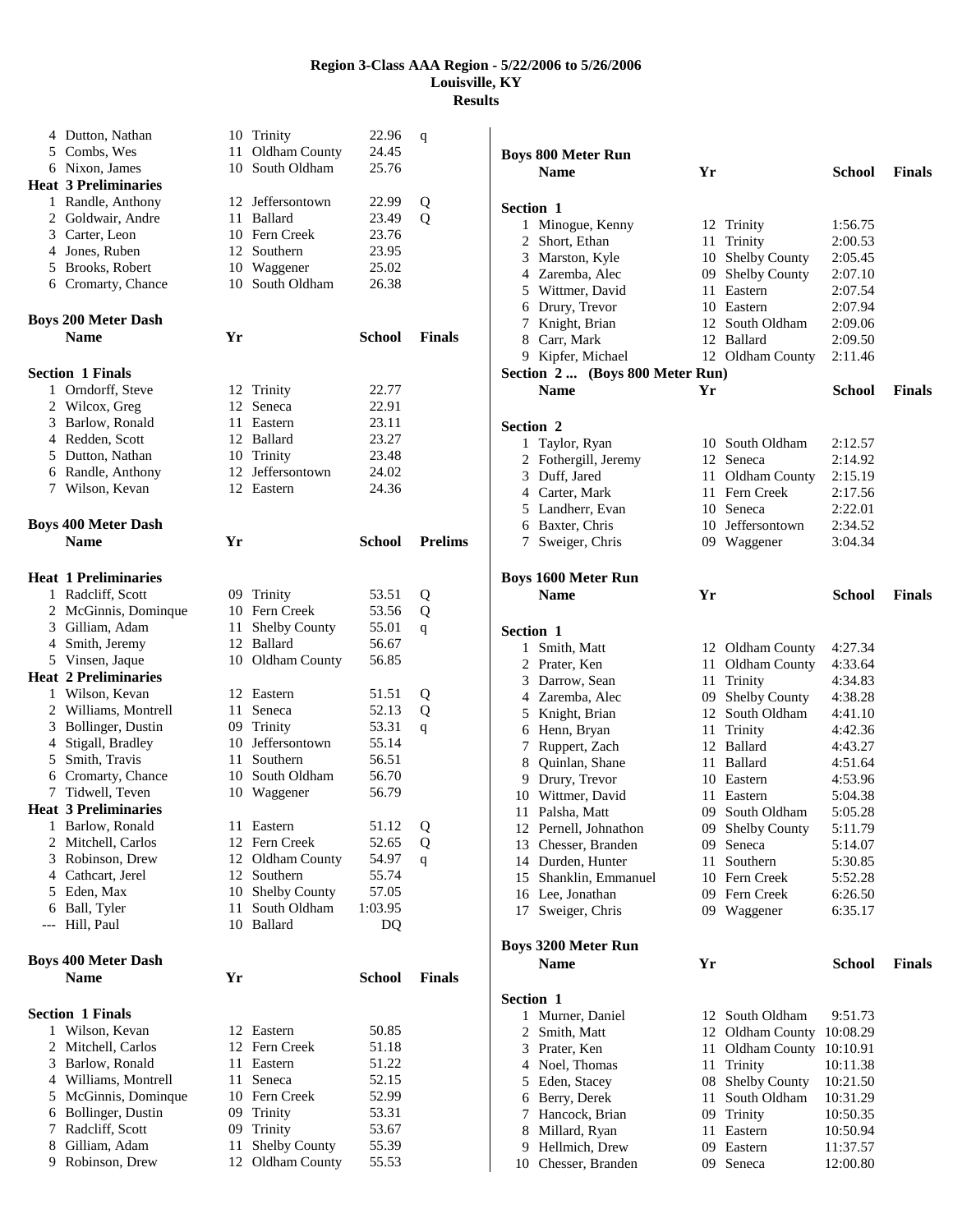# Region 3-Class AAA Region - 5/22/2006 to 5/26/2006
## Louisville, KY
## Results

| | Name | Yr | School | Prelims | |
|---|---|---|---|---|---|
| 4 | Dutton, Nathan | 10 | Trinity | 22.96 | q |
| 5 | Combs, Wes | 11 | Oldham County | 24.45 | |
| 6 | Nixon, James | 10 | South Oldham | 25.76 | |

**Heat 3 Preliminaries**

| | Name | Yr | School | Prelims | |
|---|---|---|---|---|---|
| 1 | Randle, Anthony | 12 | Jeffersontown | 22.99 | Q |
| 2 | Goldwair, Andre | 11 | Ballard | 23.49 | Q |
| 3 | Carter, Leon | 10 | Fern Creek | 23.76 | |
| 4 | Jones, Ruben | 12 | Southern | 23.95 | |
| 5 | Brooks, Robert | 10 | Waggener | 25.02 | |
| 6 | Cromarty, Chance | 10 | South Oldham | 26.38 | |

### Boys 200 Meter Dash

**Section 1 Finals**

| | Name | Yr | School | Finals |
|---|---|---|---|---|
| 1 | Orndorff, Steve | 12 | Trinity | 22.77 |
| 2 | Wilcox, Greg | 12 | Seneca | 22.91 |
| 3 | Barlow, Ronald | 11 | Eastern | 23.11 |
| 4 | Redden, Scott | 12 | Ballard | 23.27 |
| 5 | Dutton, Nathan | 10 | Trinity | 23.48 |
| 6 | Randle, Anthony | 12 | Jeffersontown | 24.02 |
| 7 | Wilson, Kevan | 12 | Eastern | 24.36 |

### Boys 400 Meter Dash

**Heat 1 Preliminaries**

| | Name | Yr | School | Prelims | |
|---|---|---|---|---|---|
| 1 | Radcliff, Scott | 09 | Trinity | 53.51 | Q |
| 2 | McGinnis, Dominque | 10 | Fern Creek | 53.56 | Q |
| 3 | Gilliam, Adam | 11 | Shelby County | 55.01 | q |
| 4 | Smith, Jeremy | 12 | Ballard | 56.67 | |
| 5 | Vinsen, Jaque | 10 | Oldham County | 56.85 | |

**Heat 2 Preliminaries**

| | Name | Yr | School | Prelims | |
|---|---|---|---|---|---|
| 1 | Wilson, Kevan | 12 | Eastern | 51.51 | Q |
| 2 | Williams, Montrell | 11 | Seneca | 52.13 | Q |
| 3 | Bollinger, Dustin | 09 | Trinity | 53.31 | q |
| 4 | Stigall, Bradley | 10 | Jeffersontown | 55.14 | |
| 5 | Smith, Travis | 11 | Southern | 56.51 | |
| 6 | Cromarty, Chance | 10 | South Oldham | 56.70 | |
| 7 | Tidwell, Teven | 10 | Waggener | 56.79 | |

**Heat 3 Preliminaries**

| | Name | Yr | School | Prelims | |
|---|---|---|---|---|---|
| 1 | Barlow, Ronald | 11 | Eastern | 51.12 | Q |
| 2 | Mitchell, Carlos | 12 | Fern Creek | 52.65 | Q |
| 3 | Robinson, Drew | 12 | Oldham County | 54.97 | q |
| 4 | Cathcart, Jerel | 12 | Southern | 55.74 | |
| 5 | Eden, Max | 10 | Shelby County | 57.05 | |
| 6 | Ball, Tyler | 11 | South Oldham | 1:03.95 | |
| --- | Hill, Paul | 10 | Ballard | DQ | |

### Boys 400 Meter Dash

**Section 1 Finals**

| | Name | Yr | School | Finals |
|---|---|---|---|---|
| 1 | Wilson, Kevan | 12 | Eastern | 50.85 |
| 2 | Mitchell, Carlos | 12 | Fern Creek | 51.18 |
| 3 | Barlow, Ronald | 11 | Eastern | 51.22 |
| 4 | Williams, Montrell | 11 | Seneca | 52.15 |
| 5 | McGinnis, Dominque | 10 | Fern Creek | 52.99 |
| 6 | Bollinger, Dustin | 09 | Trinity | 53.31 |
| 7 | Radcliff, Scott | 09 | Trinity | 53.67 |
| 8 | Gilliam, Adam | 11 | Shelby County | 55.39 |
| 9 | Robinson, Drew | 12 | Oldham County | 55.53 |

### Boys 800 Meter Run

**Section 1**

| | Name | Yr | School | Finals |
|---|---|---|---|---|
| 1 | Minogue, Kenny | 12 | Trinity | 1:56.75 |
| 2 | Short, Ethan | 11 | Trinity | 2:00.53 |
| 3 | Marston, Kyle | 10 | Shelby County | 2:05.45 |
| 4 | Zaremba, Alec | 09 | Shelby County | 2:07.10 |
| 5 | Wittmer, David | 11 | Eastern | 2:07.54 |
| 6 | Drury, Trevor | 10 | Eastern | 2:07.94 |
| 7 | Knight, Brian | 12 | South Oldham | 2:09.06 |
| 8 | Carr, Mark | 12 | Ballard | 2:09.50 |
| 9 | Kipfer, Michael | 12 | Oldham County | 2:11.46 |

**Section 2 ... (Boys 800 Meter Run)**

**Section 2**

| | Name | Yr | School | Finals |
|---|---|---|---|---|
| 1 | Taylor, Ryan | 10 | South Oldham | 2:12.57 |
| 2 | Fothergill, Jeremy | 12 | Seneca | 2:14.92 |
| 3 | Duff, Jared | 11 | Oldham County | 2:15.19 |
| 4 | Carter, Mark | 11 | Fern Creek | 2:17.56 |
| 5 | Landherr, Evan | 10 | Seneca | 2:22.01 |
| 6 | Baxter, Chris | 10 | Jeffersontown | 2:34.52 |
| 7 | Sweiger, Chris | 09 | Waggener | 3:04.34 |

### Boys 1600 Meter Run

**Section 1**

| | Name | Yr | School | Finals |
|---|---|---|---|---|
| 1 | Smith, Matt | 12 | Oldham County | 4:27.34 |
| 2 | Prater, Ken | 11 | Oldham County | 4:33.64 |
| 3 | Darrow, Sean | 11 | Trinity | 4:34.83 |
| 4 | Zaremba, Alec | 09 | Shelby County | 4:38.28 |
| 5 | Knight, Brian | 12 | South Oldham | 4:41.10 |
| 6 | Henn, Bryan | 11 | Trinity | 4:42.36 |
| 7 | Ruppert, Zach | 12 | Ballard | 4:43.27 |
| 8 | Quinlan, Shane | 11 | Ballard | 4:51.64 |
| 9 | Drury, Trevor | 10 | Eastern | 4:53.96 |
| 10 | Wittmer, David | 11 | Eastern | 5:04.38 |
| 11 | Palsha, Matt | 09 | South Oldham | 5:05.28 |
| 12 | Pernell, Johnathon | 09 | Shelby County | 5:11.79 |
| 13 | Chesser, Branden | 09 | Seneca | 5:14.07 |
| 14 | Durden, Hunter | 11 | Southern | 5:30.85 |
| 15 | Shanklin, Emmanuel | 10 | Fern Creek | 5:52.28 |
| 16 | Lee, Jonathan | 09 | Fern Creek | 6:26.50 |
| 17 | Sweiger, Chris | 09 | Waggener | 6:35.17 |

### Boys 3200 Meter Run

**Section 1**

| | Name | Yr | School | Finals |
|---|---|---|---|---|
| 1 | Murner, Daniel | 12 | South Oldham | 9:51.73 |
| 2 | Smith, Matt | 12 | Oldham County | 10:08.29 |
| 3 | Prater, Ken | 11 | Oldham County | 10:10.91 |
| 4 | Noel, Thomas | 11 | Trinity | 10:11.38 |
| 5 | Eden, Stacey | 08 | Shelby County | 10:21.50 |
| 6 | Berry, Derek | 11 | South Oldham | 10:31.29 |
| 7 | Hancock, Brian | 09 | Trinity | 10:50.35 |
| 8 | Millard, Ryan | 11 | Eastern | 10:50.94 |
| 9 | Hellmich, Drew | 09 | Eastern | 11:37.57 |
| 10 | Chesser, Branden | 09 | Seneca | 12:00.80 |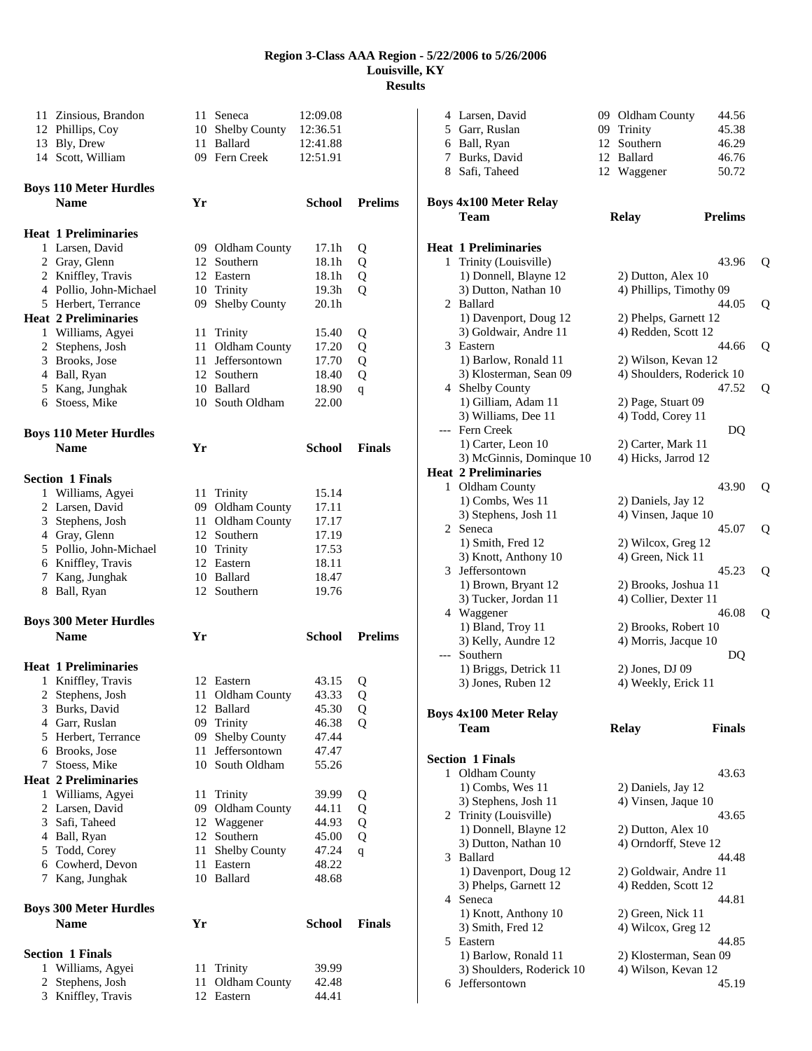# Region 3-Class AAA Region - 5/22/2006 to 5/26/2006
## Louisville, KY
## Results

| | Name | Yr | School | Time |
|---|---|---|---|---|
| 11 | Zinsious, Brandon | 11 | Seneca | 12:09.08 |
| 12 | Phillips, Coy | 10 | Shelby County | 12:36.51 |
| 13 | Bly, Drew | 11 | Ballard | 12:41.88 |
| 14 | Scott, William | 09 | Fern Creek | 12:51.91 |

### Boys 110 Meter Hurdles

| | Name | Yr | School | Prelims | |
|---|---|---|---|---|---|
| **Heat 1 Preliminaries** | | | | | |
| 1 | Larsen, David | 09 | Oldham County | 17.1h | Q |
| 2 | Gray, Glenn | 12 | Southern | 18.1h | Q |
| 2 | Kniffley, Travis | 12 | Eastern | 18.1h | Q |
| 4 | Pollio, John-Michael | 10 | Trinity | 19.3h | Q |
| 5 | Herbert, Terrance | 09 | Shelby County | 20.1h | |
| **Heat 2 Preliminaries** | | | | | |
| 1 | Williams, Agyei | 11 | Trinity | 15.40 | Q |
| 2 | Stephens, Josh | 11 | Oldham County | 17.20 | Q |
| 3 | Brooks, Jose | 11 | Jeffersontown | 17.70 | Q |
| 4 | Ball, Ryan | 12 | Southern | 18.40 | Q |
| 5 | Kang, Junghak | 10 | Ballard | 18.90 | q |
| 6 | Stoess, Mike | 10 | South Oldham | 22.00 | |

### Boys 110 Meter Hurdles

| | Name | Yr | School | Finals |
|---|---|---|---|---|
| **Section 1 Finals** | | | | |
| 1 | Williams, Agyei | 11 | Trinity | 15.14 |
| 2 | Larsen, David | 09 | Oldham County | 17.11 |
| 3 | Stephens, Josh | 11 | Oldham County | 17.17 |
| 4 | Gray, Glenn | 12 | Southern | 17.19 |
| 5 | Pollio, John-Michael | 10 | Trinity | 17.53 |
| 6 | Kniffley, Travis | 12 | Eastern | 18.11 |
| 7 | Kang, Junghak | 10 | Ballard | 18.47 |
| 8 | Ball, Ryan | 12 | Southern | 19.76 |

### Boys 300 Meter Hurdles

| | Name | Yr | School | Prelims | |
|---|---|---|---|---|---|
| **Heat 1 Preliminaries** | | | | | |
| 1 | Kniffley, Travis | 12 | Eastern | 43.15 | Q |
| 2 | Stephens, Josh | 11 | Oldham County | 43.33 | Q |
| 3 | Burks, David | 12 | Ballard | 45.30 | Q |
| 4 | Garr, Ruslan | 09 | Trinity | 46.38 | Q |
| 5 | Herbert, Terrance | 09 | Shelby County | 47.44 | |
| 6 | Brooks, Jose | 11 | Jeffersontown | 47.47 | |
| 7 | Stoess, Mike | 10 | South Oldham | 55.26 | |
| **Heat 2 Preliminaries** | | | | | |
| 1 | Williams, Agyei | 11 | Trinity | 39.99 | Q |
| 2 | Larsen, David | 09 | Oldham County | 44.11 | Q |
| 3 | Safi, Taheed | 12 | Waggener | 44.93 | Q |
| 4 | Ball, Ryan | 12 | Southern | 45.00 | Q |
| 5 | Todd, Corey | 11 | Shelby County | 47.24 | q |
| 6 | Cowherd, Devon | 11 | Eastern | 48.22 | |
| 7 | Kang, Junghak | 10 | Ballard | 48.68 | |

### Boys 300 Meter Hurdles

| | Name | Yr | School | Finals |
|---|---|---|---|---|
| **Section 1 Finals** | | | | |
| 1 | Williams, Agyei | 11 | Trinity | 39.99 |
| 2 | Stephens, Josh | 11 | Oldham County | 42.48 |
| 3 | Kniffley, Travis | 12 | Eastern | 44.41 |
| 4 | Larsen, David | 09 | Oldham County | 44.56 |
| 5 | Garr, Ruslan | 09 | Trinity | 45.38 |
| 6 | Ball, Ryan | 12 | Southern | 46.29 |
| 7 | Burks, David | 12 | Ballard | 46.76 |
| 8 | Safi, Taheed | 12 | Waggener | 50.72 |

### Boys 4x100 Meter Relay

| | Team | Relay | Prelims | |
|---|---|---|---|---|
| **Heat 1 Preliminaries** | | | | |
| 1 | Trinity (Louisville) | | 43.96 | Q |
| | 1) Donnell, Blayne 12 | 2) Dutton, Alex 10 | | |
| | 3) Dutton, Nathan 10 | 4) Phillips, Timothy 09 | | |
| 2 | Ballard | | 44.05 | Q |
| | 1) Davenport, Doug 12 | 2) Phelps, Garnett 12 | | |
| | 3) Goldwair, Andre 11 | 4) Redden, Scott 12 | | |
| 3 | Eastern | | 44.66 | Q |
| | 1) Barlow, Ronald 11 | 2) Wilson, Kevan 12 | | |
| | 3) Klosterman, Sean 09 | 4) Shoulders, Roderick 10 | | |
| 4 | Shelby County | | 47.52 | Q |
| | 1) Gilliam, Adam 11 | 2) Page, Stuart 09 | | |
| | 3) Williams, Dee 11 | 4) Todd, Corey 11 | | |
| --- | Fern Creek | | DQ | |
| | 1) Carter, Leon 10 | 2) Carter, Mark 11 | | |
| | 3) McGinnis, Dominque 10 | 4) Hicks, Jarrod 12 | | |
| **Heat 2 Preliminaries** | | | | |
| 1 | Oldham County | | 43.90 | Q |
| | 1) Combs, Wes 11 | 2) Daniels, Jay 12 | | |
| | 3) Stephens, Josh 11 | 4) Vinsen, Jaque 10 | | |
| 2 | Seneca | | 45.07 | Q |
| | 1) Smith, Fred 12 | 2) Wilcox, Greg 12 | | |
| | 3) Knott, Anthony 10 | 4) Green, Nick 11 | | |
| 3 | Jeffersontown | | 45.23 | Q |
| | 1) Brown, Bryant 12 | 2) Brooks, Joshua 11 | | |
| | 3) Tucker, Jordan 11 | 4) Collier, Dexter 11 | | |
| 4 | Waggener | | 46.08 | Q |
| | 1) Bland, Troy 11 | 2) Brooks, Robert 10 | | |
| | 3) Kelly, Aundre 12 | 4) Morris, Jacque 10 | | |
| --- | Southern | | DQ | |
| | 1) Briggs, Detrick 11 | 2) Jones, DJ 09 | | |
| | 3) Jones, Ruben 12 | 4) Weekly, Erick 11 | | |

### Boys 4x100 Meter Relay

| | Team | Relay | Finals |
|---|---|---|---|
| **Section 1 Finals** | | | |
| 1 | Oldham County | | 43.63 |
| | 1) Combs, Wes 11 | 2) Daniels, Jay 12 | |
| | 3) Stephens, Josh 11 | 4) Vinsen, Jaque 10 | |
| 2 | Trinity (Louisville) | | 43.65 |
| | 1) Donnell, Blayne 12 | 2) Dutton, Alex 10 | |
| | 3) Dutton, Nathan 10 | 4) Orndorff, Steve 12 | |
| 3 | Ballard | | 44.48 |
| | 1) Davenport, Doug 12 | 2) Goldwair, Andre 11 | |
| | 3) Phelps, Garnett 12 | 4) Redden, Scott 12 | |
| 4 | Seneca | | 44.81 |
| | 1) Knott, Anthony 10 | 2) Green, Nick 11 | |
| | 3) Smith, Fred 12 | 4) Wilcox, Greg 12 | |
| 5 | Eastern | | 44.85 |
| | 1) Barlow, Ronald 11 | 2) Klosterman, Sean 09 | |
| | 3) Shoulders, Roderick 10 | 4) Wilson, Kevan 12 | |
| 6 | Jeffersontown | | 45.19 |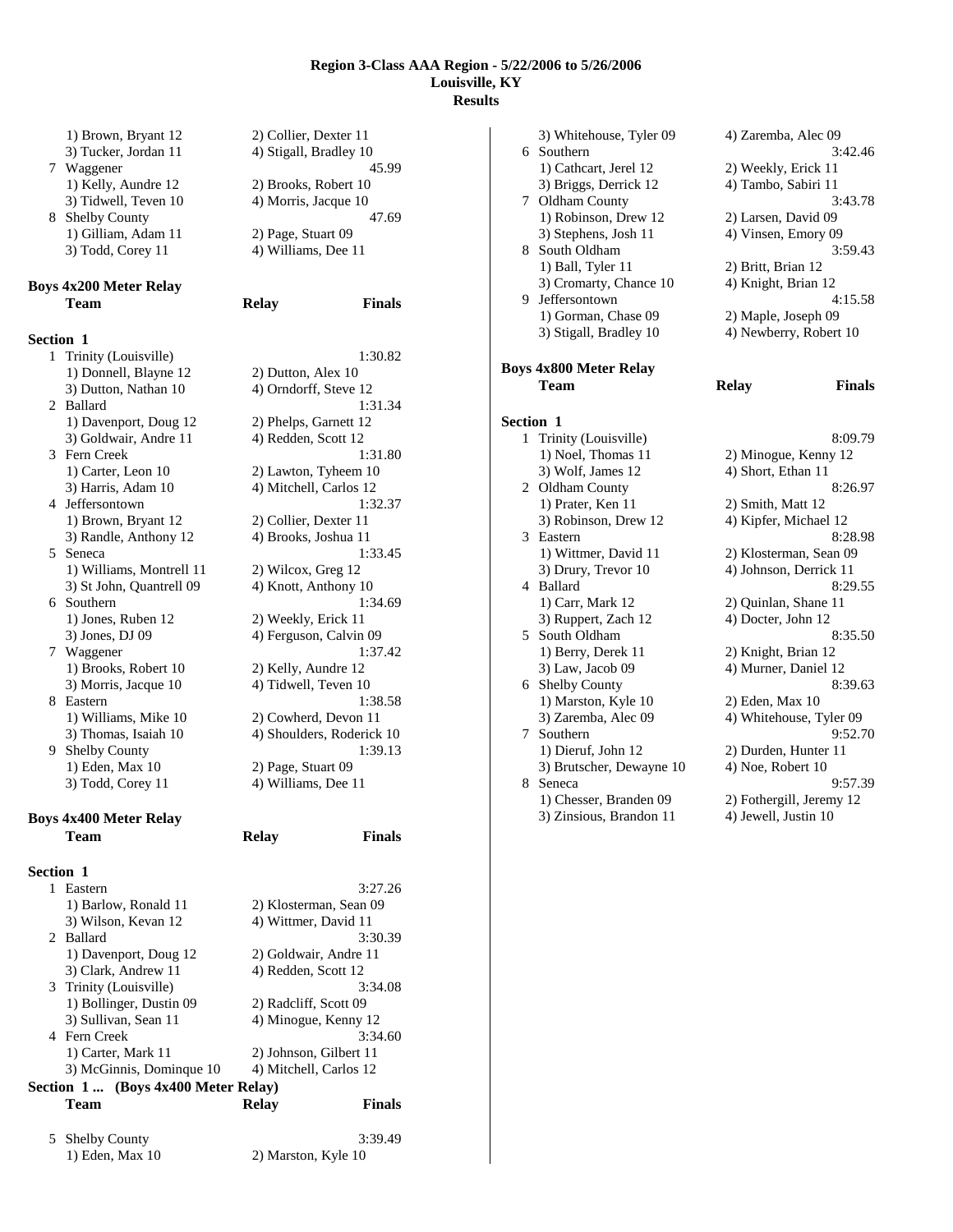# Region 3-Class AAA Region - 5/22/2006 to 5/26/2006
## Louisville, KY
## Results

1) Brown, Bryant 12 2) Collier, Dexter 11
3) Tucker, Jordan 11 4) Stigall, Bradley 10

7 Waggener 45.99
1) Kelly, Aundre 12 2) Brooks, Robert 10
3) Tidwell, Teven 10 4) Morris, Jacque 10

8 Shelby County 47.69
1) Gilliam, Adam 11 2) Page, Stuart 09
3) Todd, Corey 11 4) Williams, Dee 11

### Boys 4x200 Meter Relay

**Team Relay Finals**

**Section 1**

1 Trinity (Louisville) 1:30.82
1) Donnell, Blayne 12 2) Dutton, Alex 10
3) Dutton, Nathan 10 4) Orndorff, Steve 12

2 Ballard 1:31.34
1) Davenport, Doug 12 2) Phelps, Garnett 12
3) Goldwair, Andre 11 4) Redden, Scott 12

3 Fern Creek 1:31.80
1) Carter, Leon 10 2) Lawton, Tyheem 10
3) Harris, Adam 10 4) Mitchell, Carlos 12

4 Jeffersontown 1:32.37
1) Brown, Bryant 12 2) Collier, Dexter 11
3) Randle, Anthony 12 4) Brooks, Joshua 11

5 Seneca 1:33.45
1) Williams, Montrell 11 2) Wilcox, Greg 12
3) St John, Quantrell 09 4) Knott, Anthony 10

6 Southern 1:34.69
1) Jones, Ruben 12 2) Weekly, Erick 11
3) Jones, DJ 09 4) Ferguson, Calvin 09

7 Waggener 1:37.42
1) Brooks, Robert 10 2) Kelly, Aundre 12
3) Morris, Jacque 10 4) Tidwell, Teven 10

8 Eastern 1:38.58
1) Williams, Mike 10 2) Cowherd, Devon 11
3) Thomas, Isaiah 10 4) Shoulders, Roderick 10

9 Shelby County 1:39.13
1) Eden, Max 10 2) Page, Stuart 09
3) Todd, Corey 11 4) Williams, Dee 11

### Boys 4x400 Meter Relay

**Team Relay Finals**

**Section 1**

1 Eastern 3:27.26
1) Barlow, Ronald 11 2) Klosterman, Sean 09
3) Wilson, Kevan 12 4) Wittmer, David 11

2 Ballard 3:30.39
1) Davenport, Doug 12 2) Goldwair, Andre 11
3) Clark, Andrew 11 4) Redden, Scott 12

3 Trinity (Louisville) 3:34.08
1) Bollinger, Dustin 09 2) Radcliff, Scott 09
3) Sullivan, Sean 11 4) Minogue, Kenny 12

4 Fern Creek 3:34.60
1) Carter, Mark 11 2) Johnson, Gilbert 11
3) McGinnis, Dominque 10 4) Mitchell, Carlos 12

**Section 1 ... (Boys 4x400 Meter Relay)**

**Team Relay Finals**

5 Shelby County 3:39.49
1) Eden, Max 10 2) Marston, Kyle 10
3) Whitehouse, Tyler 09 4) Zaremba, Alec 09

6 Southern 3:42.46
1) Cathcart, Jerel 12 2) Weekly, Erick 11
3) Briggs, Derrick 12 4) Tambo, Sabiri 11

7 Oldham County 3:43.78
1) Robinson, Drew 12 2) Larsen, David 09
3) Stephens, Josh 11 4) Vinsen, Emory 09

8 South Oldham 3:59.43
1) Ball, Tyler 11 2) Britt, Brian 12
3) Cromarty, Chance 10 4) Knight, Brian 12

9 Jeffersontown 4:15.58
1) Gorman, Chase 09 2) Maple, Joseph 09
3) Stigall, Bradley 10 4) Newberry, Robert 10

### Boys 4x800 Meter Relay

**Team Relay Finals**

**Section 1**

1 Trinity (Louisville) 8:09.79
1) Noel, Thomas 11 2) Minogue, Kenny 12
3) Wolf, James 12 4) Short, Ethan 11

2 Oldham County 8:26.97
1) Prater, Ken 11 2) Smith, Matt 12
3) Robinson, Drew 12 4) Kipfer, Michael 12

3 Eastern 8:28.98
1) Wittmer, David 11 2) Klosterman, Sean 09
3) Drury, Trevor 10 4) Johnson, Derrick 11

4 Ballard 8:29.55
1) Carr, Mark 12 2) Quinlan, Shane 11
3) Ruppert, Zach 12 4) Docter, John 12

5 South Oldham 8:35.50
1) Berry, Derek 11 2) Knight, Brian 12
3) Law, Jacob 09 4) Murner, Daniel 12

6 Shelby County 8:39.63
1) Marston, Kyle 10 2) Eden, Max 10
3) Zaremba, Alec 09 4) Whitehouse, Tyler 09

7 Southern 9:52.70
1) Dieruf, John 12 2) Durden, Hunter 11
3) Brutscher, Dewayne 10 4) Noe, Robert 10

8 Seneca 9:57.39
1) Chesser, Branden 09 2) Fothergill, Jeremy 12
3) Zinsious, Brandon 11 4) Jewell, Justin 10